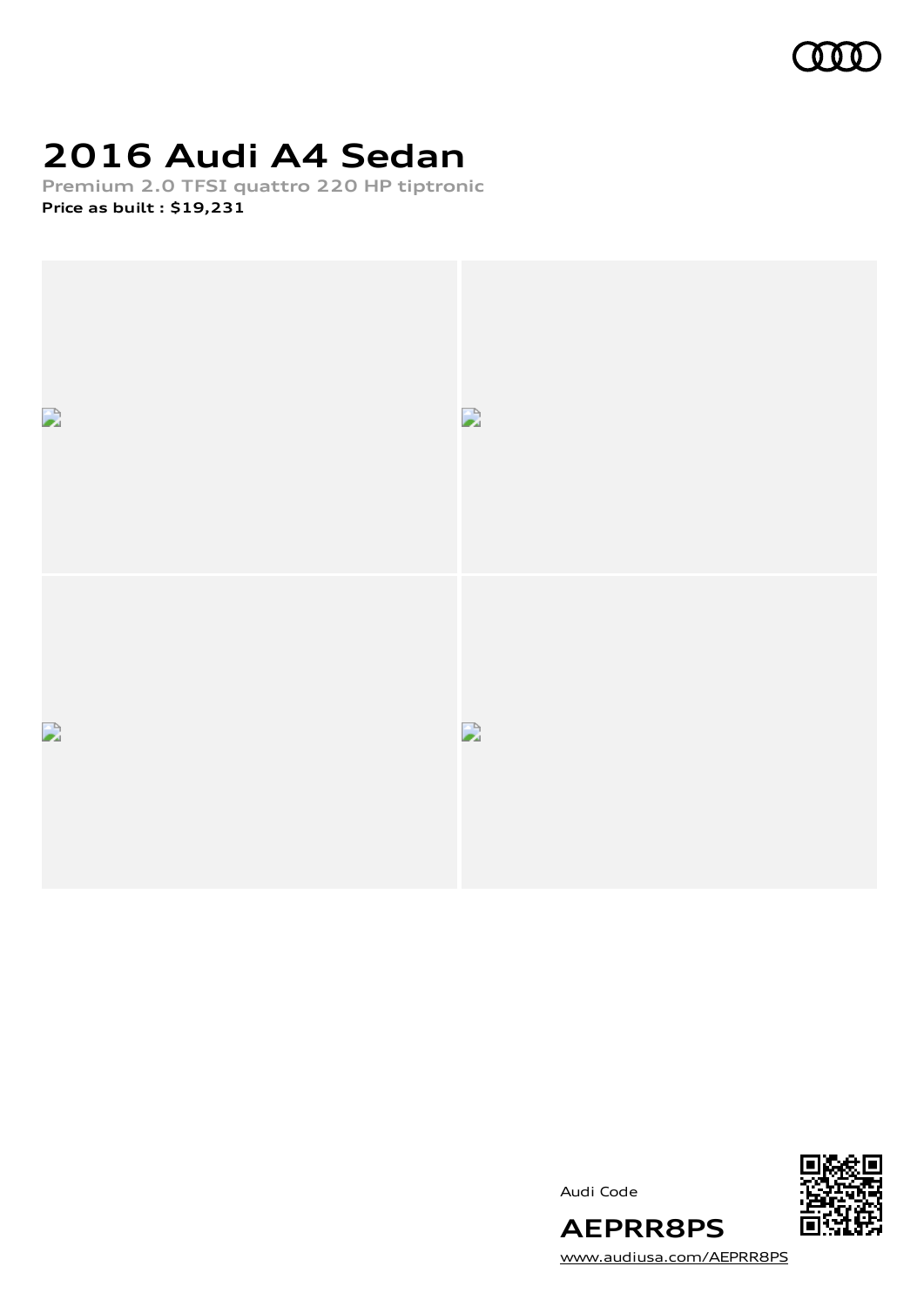# 2016 Audi A4 Sedan

**Premium 2.0 TFSI quattro 220 HP tiptronic**

**Price as built : $19,231**

Audi Code

## AEPRR8PS

[www.audiusa.com/AEPRR8PS](http://www.audiusa.com/AEPRR8PS)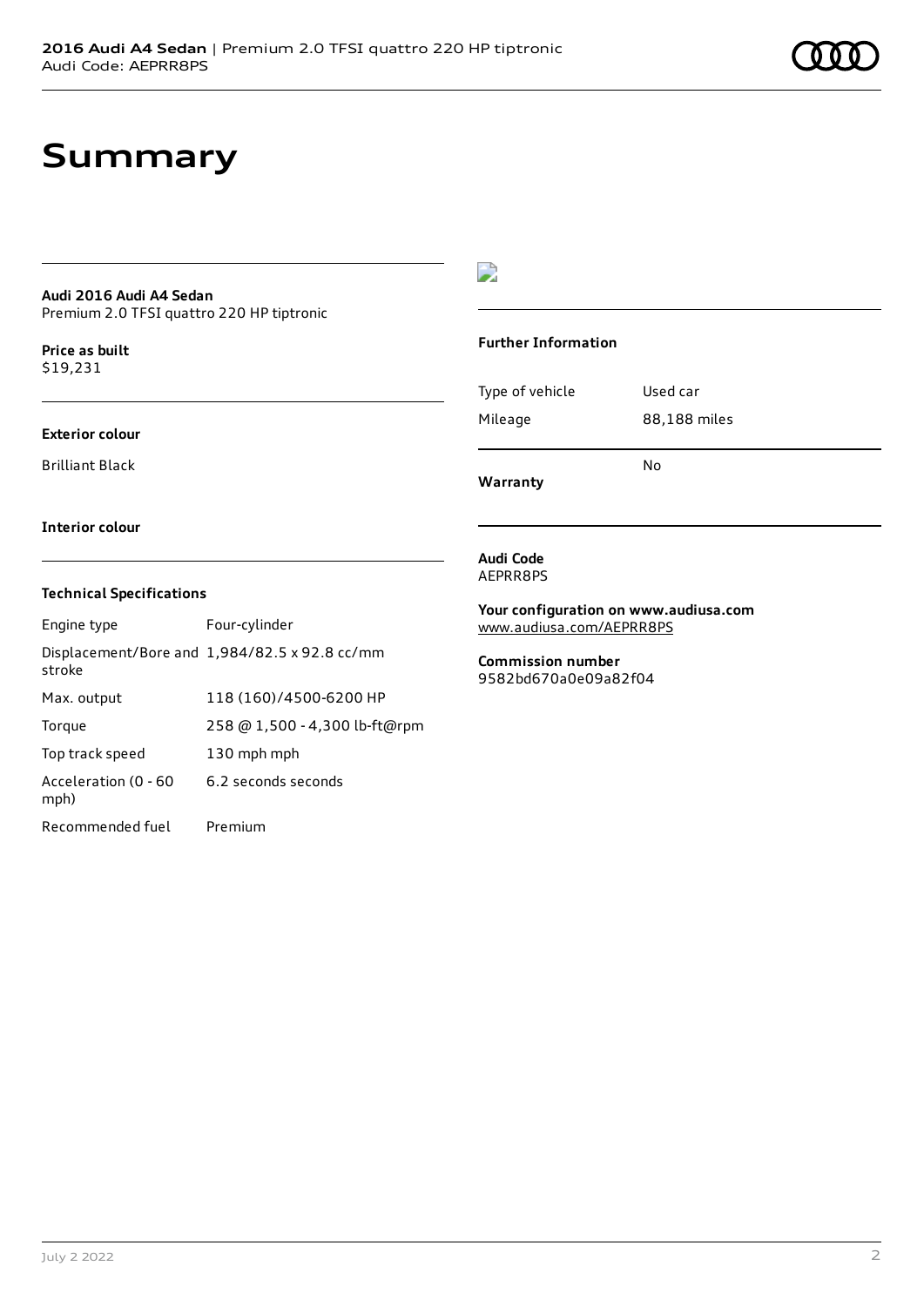# Summary

**Audi 2016 Audi A4 Sedan**
Premium 2.0 TFSI quattro 220 HP tiptronic

**Price as built**
$19,231

**Exterior colour**

Brilliant Black

**Interior colour**

### Technical Specifications

| | |
|---|---|
| Engine type | Four-cylinder |
| Displacement/Bore and stroke | 1,984/82.5 x 92.8 cc/mm |
| Max. output | 118 (160)/4500-6200 HP |
| Torque | 258 @ 1,500 - 4,300 lb-ft@rpm |
| Top track speed | 130 mph mph |
| Acceleration (0 - 60 mph) | 6.2 seconds seconds |
| Recommended fuel | Premium |

### Further Information

| | |
|---|---|
| Type of vehicle | Used car |
| Mileage | 88,188 miles |
| Warranty | No |

**Audi Code**
AEPRR8PS

**Your configuration on www.audiusa.com**
www.audiusa.com/AEPRR8PS

**Commission number**
9582bd670a0e09a82f04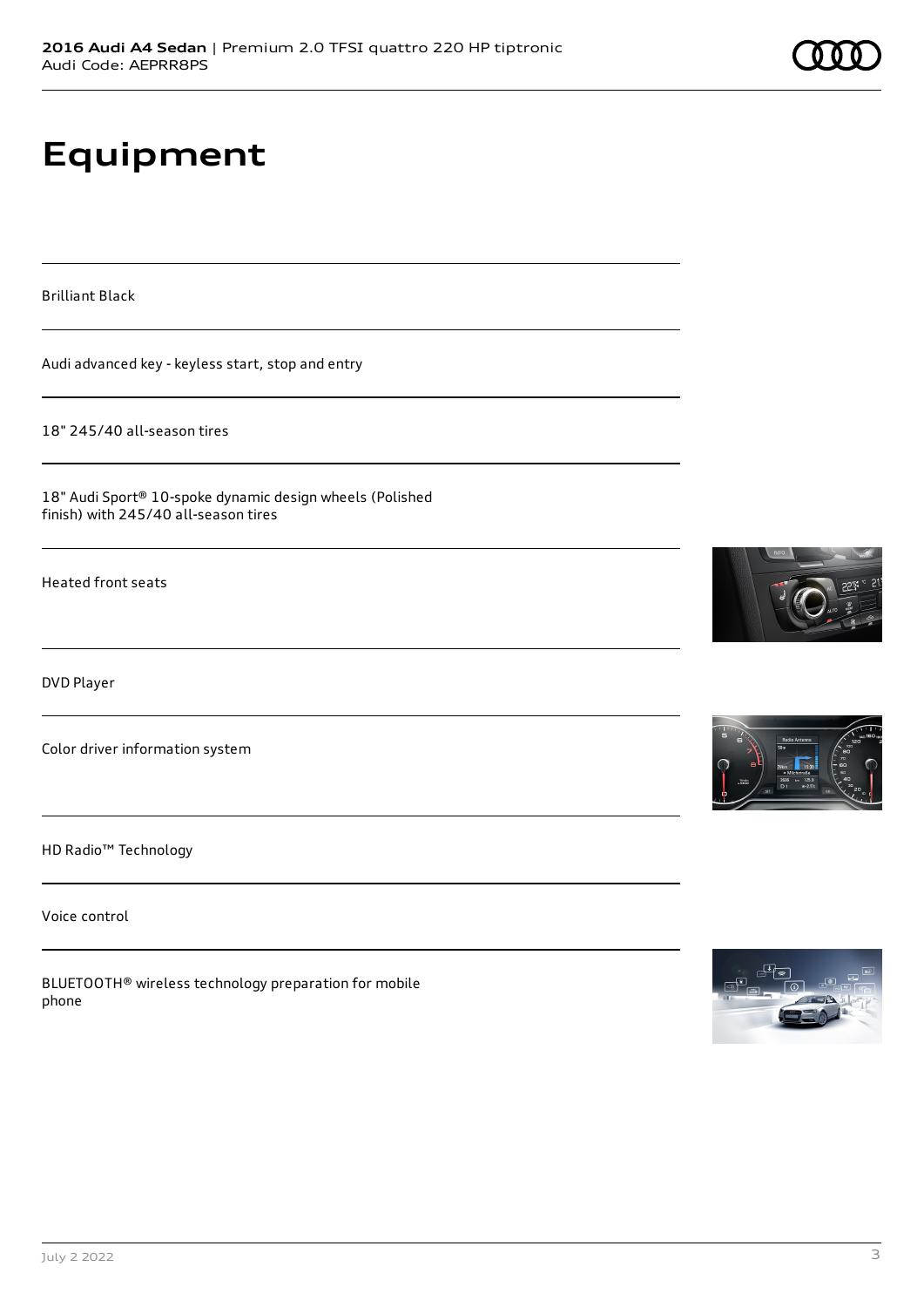# Equipment

Brilliant Black

Audi advanced key - keyless start, stop and entry

18" 245/40 all-season tires

18" Audi Sport® 10-spoke dynamic design wheels (Polished finish) with 245/40 all-season tires

Heated front seats

DVD Player

Color driver information system

HD Radio™ Technology

Voice control

BLUETOOTH® wireless technology preparation for mobile phone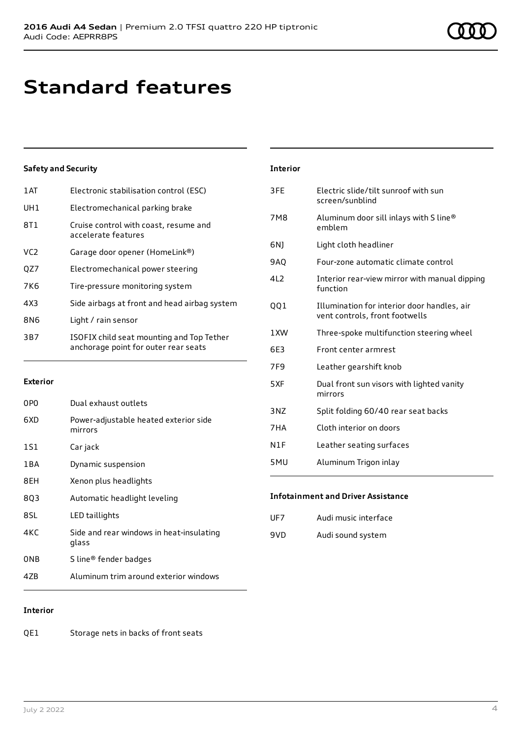# Standard features

### Safety and Security

| | |
|---|---|
| 1AT | Electronic stabilisation control (ESC) |
| UH1 | Electromechanical parking brake |
| 8T1 | Cruise control with coast, resume and accelerate features |
| VC2 | Garage door opener (HomeLink®) |
| QZ7 | Electromechanical power steering |
| 7K6 | Tire-pressure monitoring system |
| 4X3 | Side airbags at front and head airbag system |
| 8N6 | Light / rain sensor |
| 3B7 | ISOFIX child seat mounting and Top Tether anchorage point for outer rear seats |

### Exterior

| | |
|---|---|
| 0P0 | Dual exhaust outlets |
| 6XD | Power-adjustable heated exterior side mirrors |
| 1S1 | Car jack |
| 1BA | Dynamic suspension |
| 8EH | Xenon plus headlights |
| 8Q3 | Automatic headlight leveling |
| 8SL | LED taillights |
| 4KC | Side and rear windows in heat-insulating glass |
| 0NB | S line® fender badges |
| 4ZB | Aluminum trim around exterior windows |

### Interior

| | |
|---|---|
| QE1 | Storage nets in backs of front seats |
| 3FE | Electric slide/tilt sunroof with sun screen/sunblind |
| 7M8 | Aluminum door sill inlays with S line® emblem |
| 6NJ | Light cloth headliner |
| 9AQ | Four-zone automatic climate control |
| 4L2 | Interior rear-view mirror with manual dipping function |
| QQ1 | Illumination for interior door handles, air vent controls, front footwells |
| 1XW | Three-spoke multifunction steering wheel |
| 6E3 | Front center armrest |
| 7F9 | Leather gearshift knob |
| 5XF | Dual front sun visors with lighted vanity mirrors |
| 3NZ | Split folding 60/40 rear seat backs |
| 7HA | Cloth interior on doors |
| N1F | Leather seating surfaces |
| 5MU | Aluminum Trigon inlay |

### Infotainment and Driver Assistance

| | |
|---|---|
| UF7 | Audi music interface |
| 9VD | Audi sound system |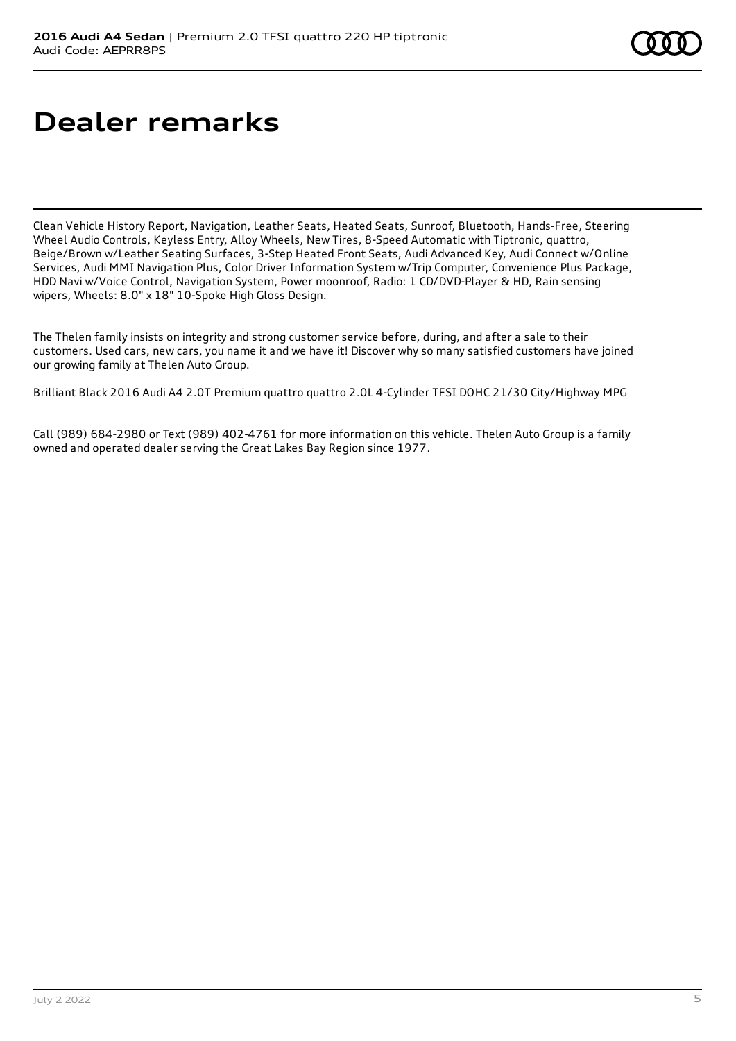# Dealer remarks

Clean Vehicle History Report, Navigation, Leather Seats, Heated Seats, Sunroof, Bluetooth, Hands-Free, Steering Wheel Audio Controls, Keyless Entry, Alloy Wheels, New Tires, 8-Speed Automatic with Tiptronic, quattro, Beige/Brown w/Leather Seating Surfaces, 3-Step Heated Front Seats, Audi Advanced Key, Audi Connect w/Online Services, Audi MMI Navigation Plus, Color Driver Information System w/Trip Computer, Convenience Plus Package, HDD Navi w/Voice Control, Navigation System, Power moonroof, Radio: 1 CD/DVD-Player & HD, Rain sensing wipers, Wheels: 8.0" x 18" 10-Spoke High Gloss Design.

The Thelen family insists on integrity and strong customer service before, during, and after a sale to their customers. Used cars, new cars, you name it and we have it! Discover why so many satisfied customers have joined our growing family at Thelen Auto Group.

Brilliant Black 2016 Audi A4 2.0T Premium quattro quattro 2.0L 4-Cylinder TFSI DOHC 21/30 City/Highway MPG

Call (989) 684-2980 or Text (989) 402-4761 for more information on this vehicle. Thelen Auto Group is a family owned and operated dealer serving the Great Lakes Bay Region since 1977.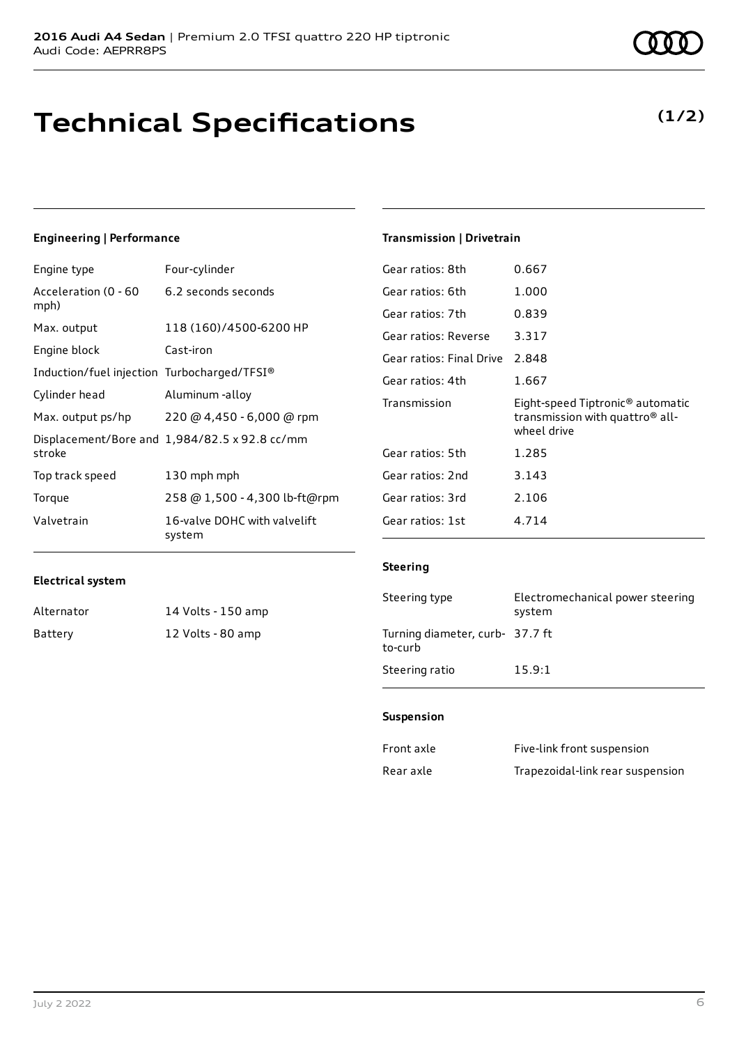# Technical Specifications

**(1/2)**

### Engineering | Performance

| | |
|---|---|
| Engine type | Four-cylinder |
| Acceleration (0 - 60 mph) | 6.2 seconds seconds |
| Max. output | 118 (160)/4500-6200 HP |
| Engine block | Cast-iron |
| Induction/fuel injection | Turbocharged/TFSI® |
| Cylinder head | Aluminum -alloy |
| Max. output ps/hp | 220 @ 4,450 - 6,000 @ rpm |
| Displacement/Bore and stroke | 1,984/82.5 x 92.8 cc/mm |
| Top track speed | 130 mph mph |
| Torque | 258 @ 1,500 - 4,300 lb-ft@rpm |
| Valvetrain | 16-valve DOHC with valvelift system |

### Electrical system

| | |
|---|---|
| Alternator | 14 Volts - 150 amp |
| Battery | 12 Volts - 80 amp |

### Transmission | Drivetrain

| | |
|---|---|
| Gear ratios: 8th | 0.667 |
| Gear ratios: 6th | 1.000 |
| Gear ratios: 7th | 0.839 |
| Gear ratios: Reverse | 3.317 |
| Gear ratios: Final Drive | 2.848 |
| Gear ratios: 4th | 1.667 |
| Transmission | Eight-speed Tiptronic® automatic transmission with quattro® all-wheel drive |
| Gear ratios: 5th | 1.285 |
| Gear ratios: 2nd | 3.143 |
| Gear ratios: 3rd | 2.106 |
| Gear ratios: 1st | 4.714 |

### Steering

| | |
|---|---|
| Steering type | Electromechanical power steering system |
| Turning diameter, curb-to-curb | 37.7 ft |
| Steering ratio | 15.9:1 |

### Suspension

| | |
|---|---|
| Front axle | Five-link front suspension |
| Rear axle | Trapezoidal-link rear suspension |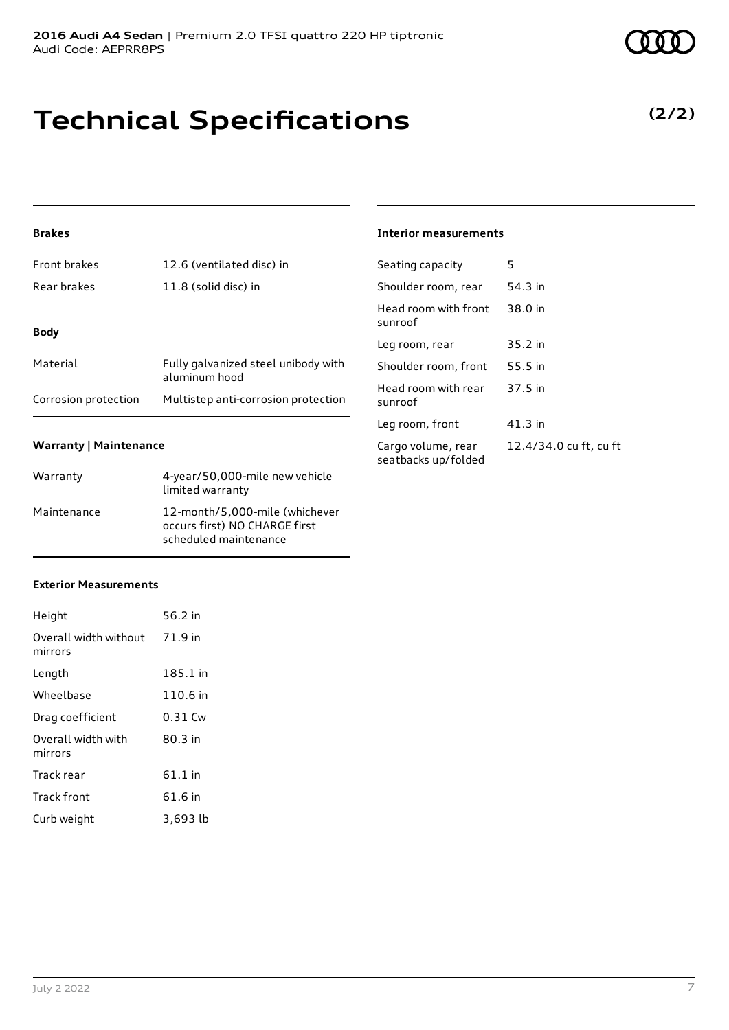# Technical Specifications

**(2/2)**

### Brakes

| | |
|---|---|
| Front brakes | 12.6 (ventilated disc) in |
| Rear brakes | 11.8 (solid disc) in |

### Body

| | |
|---|---|
| Material | Fully galvanized steel unibody with aluminum hood |
| Corrosion protection | Multistep anti-corrosion protection |

### Warranty | Maintenance

| | |
|---|---|
| Warranty | 4-year/50,000-mile new vehicle limited warranty |
| Maintenance | 12-month/5,000-mile (whichever occurs first) NO CHARGE first scheduled maintenance |

### Exterior Measurements

| | |
|---|---|
| Height | 56.2 in |
| Overall width without mirrors | 71.9 in |
| Length | 185.1 in |
| Wheelbase | 110.6 in |
| Drag coefficient | 0.31 Cw |
| Overall width with mirrors | 80.3 in |
| Track rear | 61.1 in |
| Track front | 61.6 in |
| Curb weight | 3,693 lb |

### Interior measurements

| | |
|---|---|
| Seating capacity | 5 |
| Shoulder room, rear | 54.3 in |
| Head room with front sunroof | 38.0 in |
| Leg room, rear | 35.2 in |
| Shoulder room, front | 55.5 in |
| Head room with rear sunroof | 37.5 in |
| Leg room, front | 41.3 in |
| Cargo volume, rear seatbacks up/folded | 12.4/34.0 cu ft, cu ft |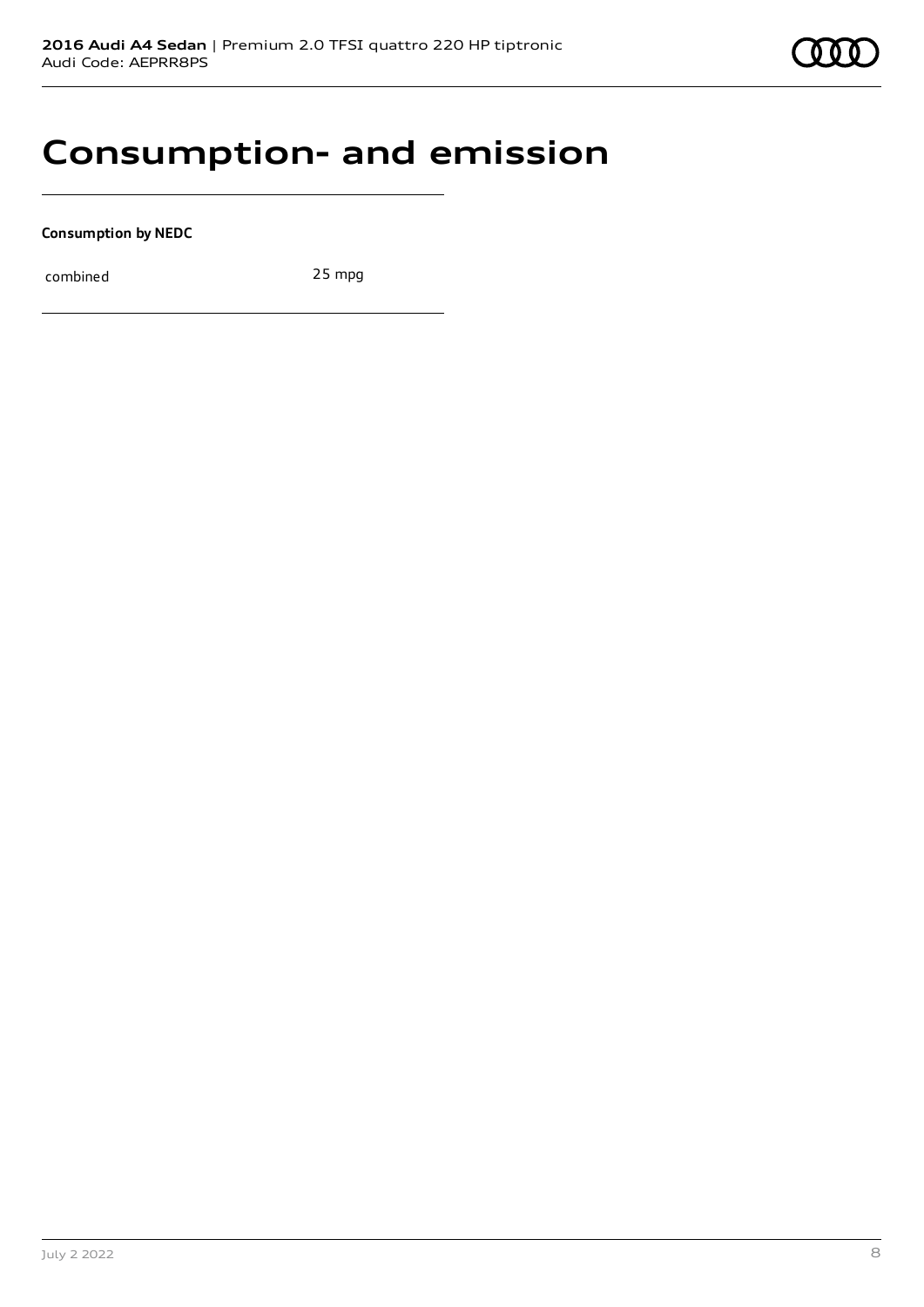# Consumption- and emission

**Consumption by NEDC**

| combined | 25 mpg |
| --- | --- |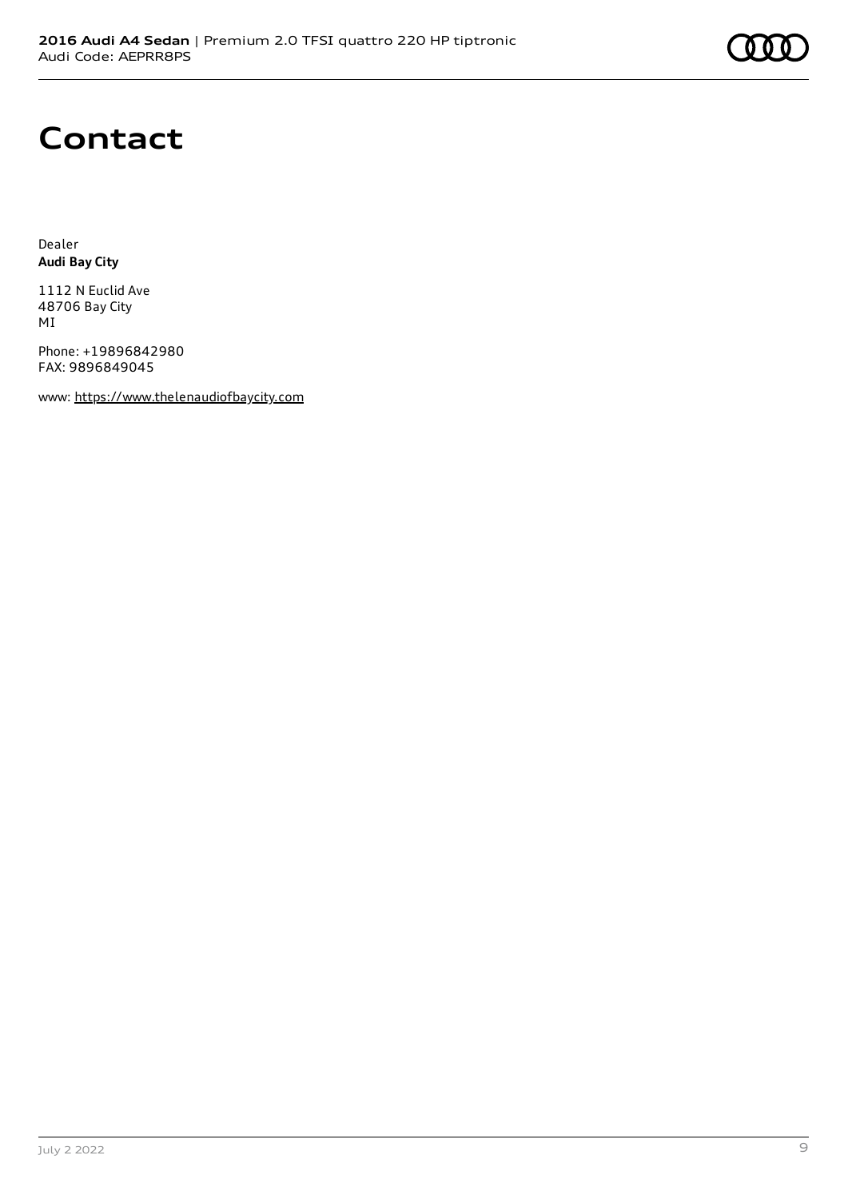# Contact

Dealer
**Audi Bay City**

1112 N Euclid Ave
48706 Bay City
MI

Phone: +19896842980
FAX: 9896849045

www: https://www.thelenaudiofbaycity.com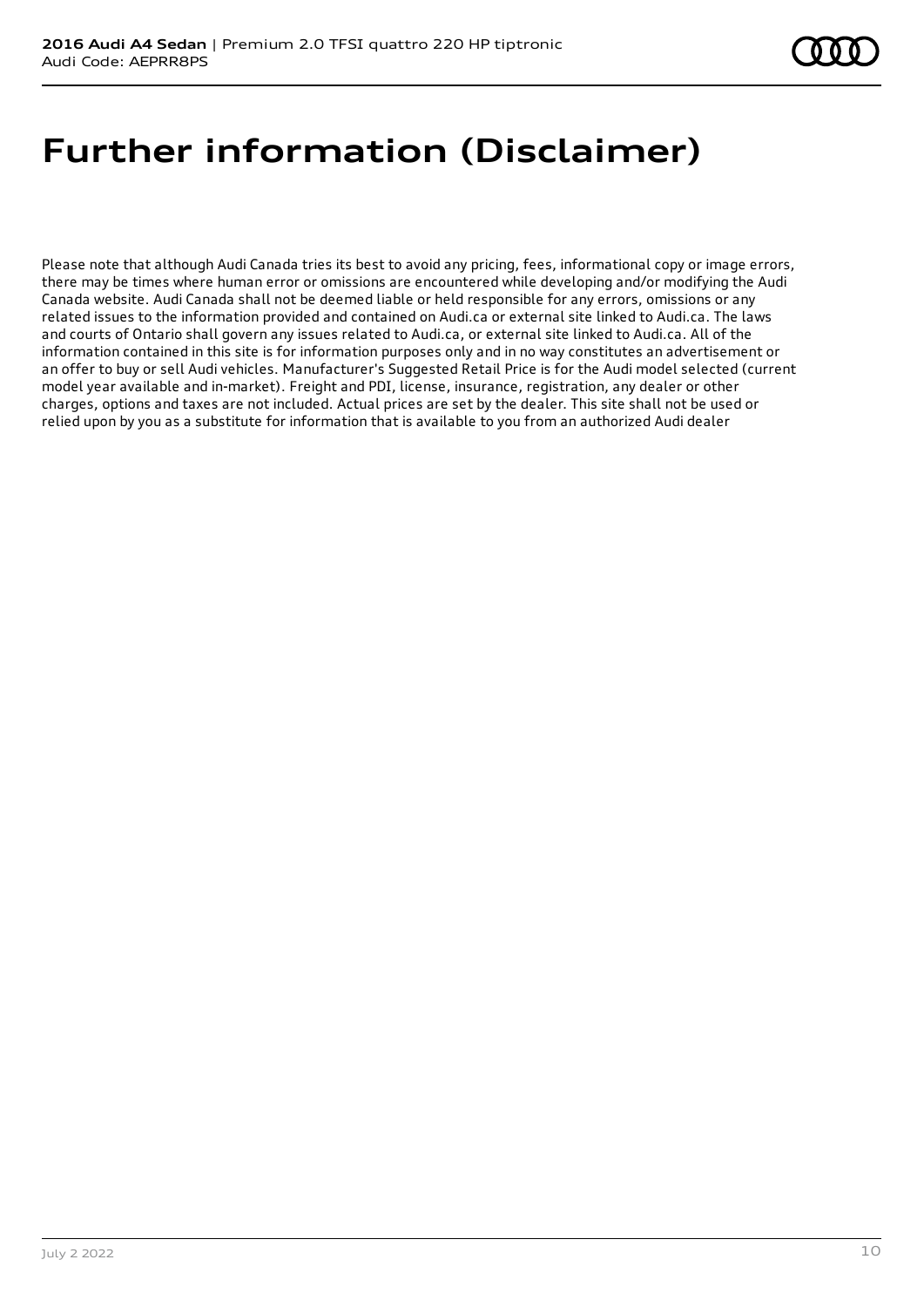# Further information (Disclaimer)

Please note that although Audi Canada tries its best to avoid any pricing, fees, informational copy or image errors, there may be times where human error or omissions are encountered while developing and/or modifying the Audi Canada website. Audi Canada shall not be deemed liable or held responsible for any errors, omissions or any related issues to the information provided and contained on Audi.ca or external site linked to Audi.ca. The laws and courts of Ontario shall govern any issues related to Audi.ca, or external site linked to Audi.ca. All of the information contained in this site is for information purposes only and in no way constitutes an advertisement or an offer to buy or sell Audi vehicles. Manufacturer's Suggested Retail Price is for the Audi model selected (current model year available and in-market). Freight and PDI, license, insurance, registration, any dealer or other charges, options and taxes are not included. Actual prices are set by the dealer. This site shall not be used or relied upon by you as a substitute for information that is available to you from an authorized Audi dealer